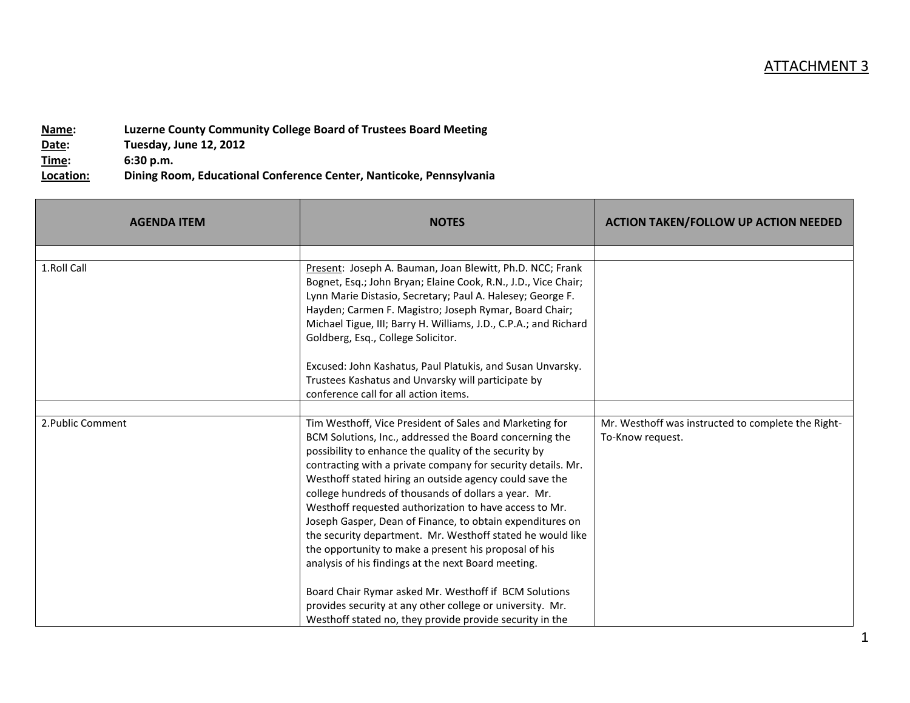ATTACHMENT 3

**Name:** Luzerne County Community College Board of Trustees Board Meeting
**Date:** Tuesday, June 12, 2012
**Time:** 6:30 p.m.
**Location:** Dining Room, Educational Conference Center, Nanticoke, Pennsylvania

| AGENDA ITEM | NOTES | ACTION TAKEN/FOLLOW UP ACTION NEEDED |
|---|---|---|
| | | |
| 1.Roll Call | Present: Joseph A. Bauman, Joan Blewitt, Ph.D. NCC; Frank Bognet, Esq.; John Bryan; Elaine Cook, R.N., J.D., Vice Chair; Lynn Marie Distasio, Secretary; Paul A. Halesey; George F. Hayden; Carmen F. Magistro; Joseph Rymar, Board Chair; Michael Tigue, III; Barry H. Williams, J.D., C.P.A.; and Richard Goldberg, Esq., College Solicitor.<br><br>Excused: John Kashatus, Paul Platukis, and Susan Unvarsky. Trustees Kashatus and Unvarsky will participate by conference call for all action items. | |
| | | |
| 2.Public Comment | Tim Westhoff, Vice President of Sales and Marketing for BCM Solutions, Inc., addressed the Board concerning the possibility to enhance the quality of the security by contracting with a private company for security details. Mr. Westhoff stated hiring an outside agency could save the college hundreds of thousands of dollars a year. Mr. Westhoff requested authorization to have access to Mr. Joseph Gasper, Dean of Finance, to obtain expenditures on the security department. Mr. Westhoff stated he would like the opportunity to make a present his proposal of his analysis of his findings at the next Board meeting.<br><br>Board Chair Rymar asked Mr. Westhoff if BCM Solutions provides security at any other college or university. Mr. Westhoff stated no, they provide provide security in the | Mr. Westhoff was instructed to complete the Right-To-Know request. |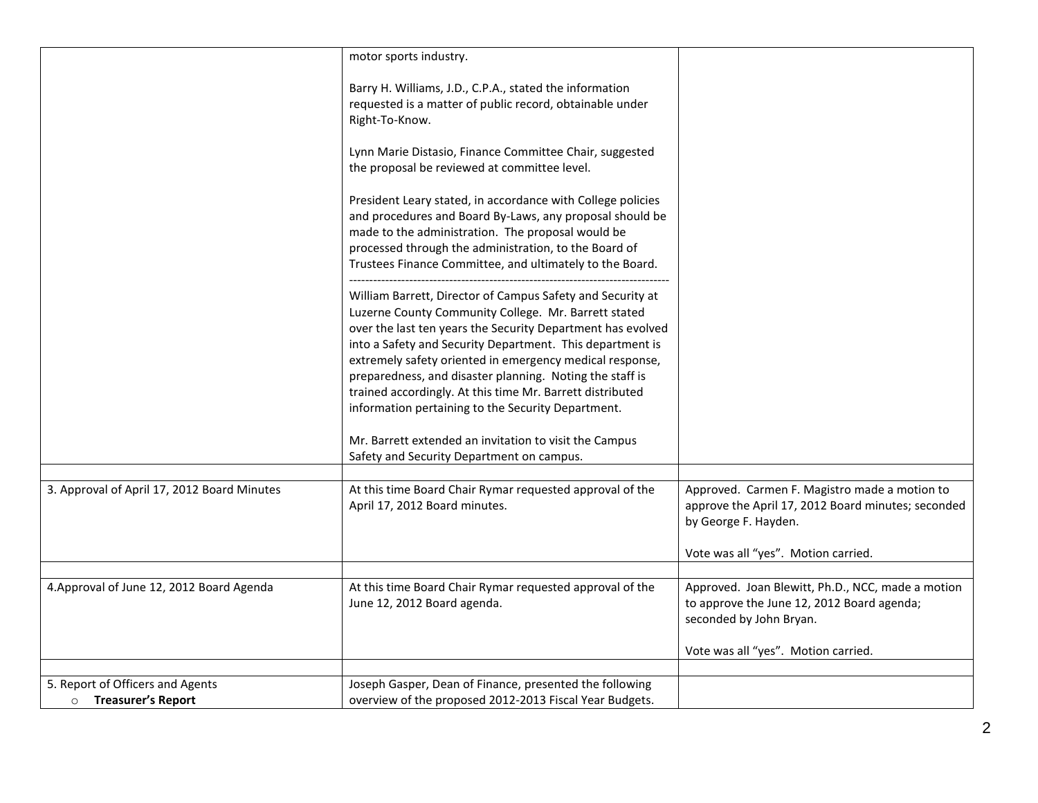| | | |
|---|---|---|
| | motor sports industry.<br><br>Barry H. Williams, J.D., C.P.A., stated the information requested is a matter of public record, obtainable under Right-To-Know.<br><br>Lynn Marie Distasio, Finance Committee Chair, suggested the proposal be reviewed at committee level.<br><br>President Leary stated, in accordance with College policies and procedures and Board By-Laws, any proposal should be made to the administration. The proposal would be processed through the administration, to the Board of Trustees Finance Committee, and ultimately to the Board.<br>--------------------------------------------------------------------------------<br>William Barrett, Director of Campus Safety and Security at Luzerne County Community College. Mr. Barrett stated over the last ten years the Security Department has evolved into a Safety and Security Department. This department is extremely safety oriented in emergency medical response, preparedness, and disaster planning. Noting the staff is trained accordingly. At this time Mr. Barrett distributed information pertaining to the Security Department.<br><br>Mr. Barrett extended an invitation to visit the Campus Safety and Security Department on campus. | |
| | | |
| 3. Approval of April 17, 2012 Board Minutes | At this time Board Chair Rymar requested approval of the April 17, 2012 Board minutes. | Approved. Carmen F. Magistro made a motion to approve the April 17, 2012 Board minutes; seconded by George F. Hayden.<br><br>Vote was all "yes". Motion carried. |
| | | |
| 4.Approval of June 12, 2012 Board Agenda | At this time Board Chair Rymar requested approval of the June 12, 2012 Board agenda. | Approved. Joan Blewitt, Ph.D., NCC, made a motion to approve the June 12, 2012 Board agenda; seconded by John Bryan.<br><br>Vote was all "yes". Motion carried. |
| | | |
| 5. Report of Officers and Agents<br>○ **Treasurer's Report** | Joseph Gasper, Dean of Finance, presented the following overview of the proposed 2012-2013 Fiscal Year Budgets. | |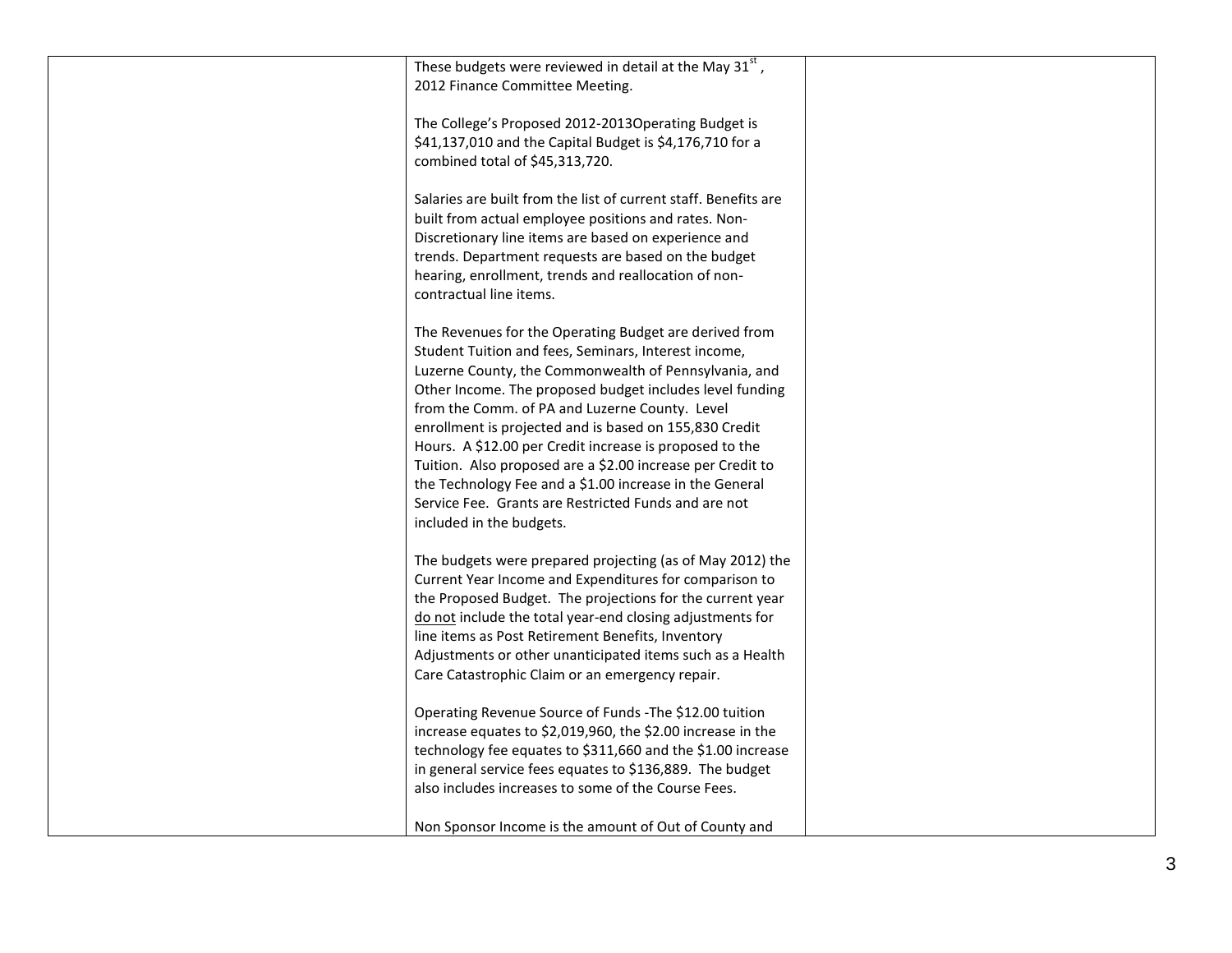| | | |
|---|---|---|
| | These budgets were reviewed in detail at the May 31st, 2012 Finance Committee Meeting.<br><br>The College's Proposed 2012-2013Operating Budget is $41,137,010 and the Capital Budget is $4,176,710 for a combined total of $45,313,720.<br><br>Salaries are built from the list of current staff. Benefits are built from actual employee positions and rates. Non-Discretionary line items are based on experience and trends. Department requests are based on the budget hearing, enrollment, trends and reallocation of non-contractual line items.<br><br>The Revenues for the Operating Budget are derived from Student Tuition and fees, Seminars, Interest income, Luzerne County, the Commonwealth of Pennsylvania, and Other Income. The proposed budget includes level funding from the Comm. of PA and Luzerne County. Level enrollment is projected and is based on 155,830 Credit Hours. A $12.00 per Credit increase is proposed to the Tuition. Also proposed are a $2.00 increase per Credit to the Technology Fee and a $1.00 increase in the General Service Fee. Grants are Restricted Funds and are not included in the budgets.<br><br>The budgets were prepared projecting (as of May 2012) the Current Year Income and Expenditures for comparison to the Proposed Budget. The projections for the current year <u>do not</u> include the total year-end closing adjustments for line items as Post Retirement Benefits, Inventory Adjustments or other unanticipated items such as a Health Care Catastrophic Claim or an emergency repair.<br><br>Operating Revenue Source of Funds -The $12.00 tuition increase equates to $2,019,960, the $2.00 increase in the technology fee equates to $311,660 and the $1.00 increase in general service fees equates to $136,889. The budget also includes increases to some of the Course Fees.<br><br>Non Sponsor Income is the amount of Out of County and | |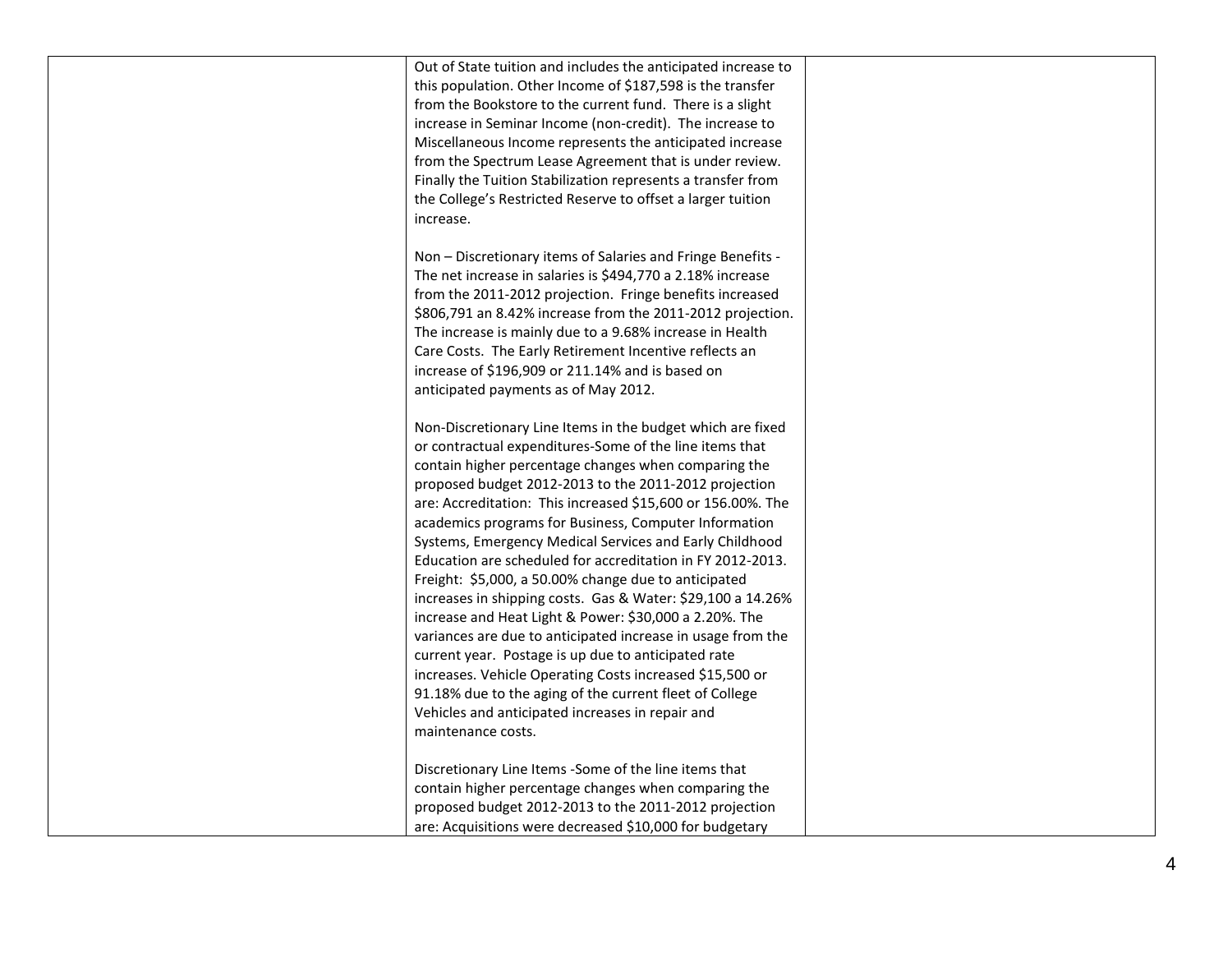| | | |
|---|---|---|
| | Out of State tuition and includes the anticipated increase to this population. Other Income of $187,598 is the transfer from the Bookstore to the current fund. There is a slight increase in Seminar Income (non-credit). The increase to Miscellaneous Income represents the anticipated increase from the Spectrum Lease Agreement that is under review. Finally the Tuition Stabilization represents a transfer from the College's Restricted Reserve to offset a larger tuition increase.<br><br>Non – Discretionary items of Salaries and Fringe Benefits - The net increase in salaries is $494,770 a 2.18% increase from the 2011-2012 projection. Fringe benefits increased $806,791 an 8.42% increase from the 2011-2012 projection. The increase is mainly due to a 9.68% increase in Health Care Costs. The Early Retirement Incentive reflects an increase of $196,909 or 211.14% and is based on anticipated payments as of May 2012.<br><br>Non-Discretionary Line Items in the budget which are fixed or contractual expenditures-Some of the line items that contain higher percentage changes when comparing the proposed budget 2012-2013 to the 2011-2012 projection are: Accreditation: This increased $15,600 or 156.00%. The academics programs for Business, Computer Information Systems, Emergency Medical Services and Early Childhood Education are scheduled for accreditation in FY 2012-2013. Freight: $5,000, a 50.00% change due to anticipated increases in shipping costs. Gas & Water: $29,100 a 14.26% increase and Heat Light & Power: $30,000 a 2.20%. The variances are due to anticipated increase in usage from the current year. Postage is up due to anticipated rate increases. Vehicle Operating Costs increased $15,500 or 91.18% due to the aging of the current fleet of College Vehicles and anticipated increases in repair and maintenance costs.<br><br>Discretionary Line Items -Some of the line items that contain higher percentage changes when comparing the proposed budget 2012-2013 to the 2011-2012 projection are: Acquisitions were decreased $10,000 for budgetary | |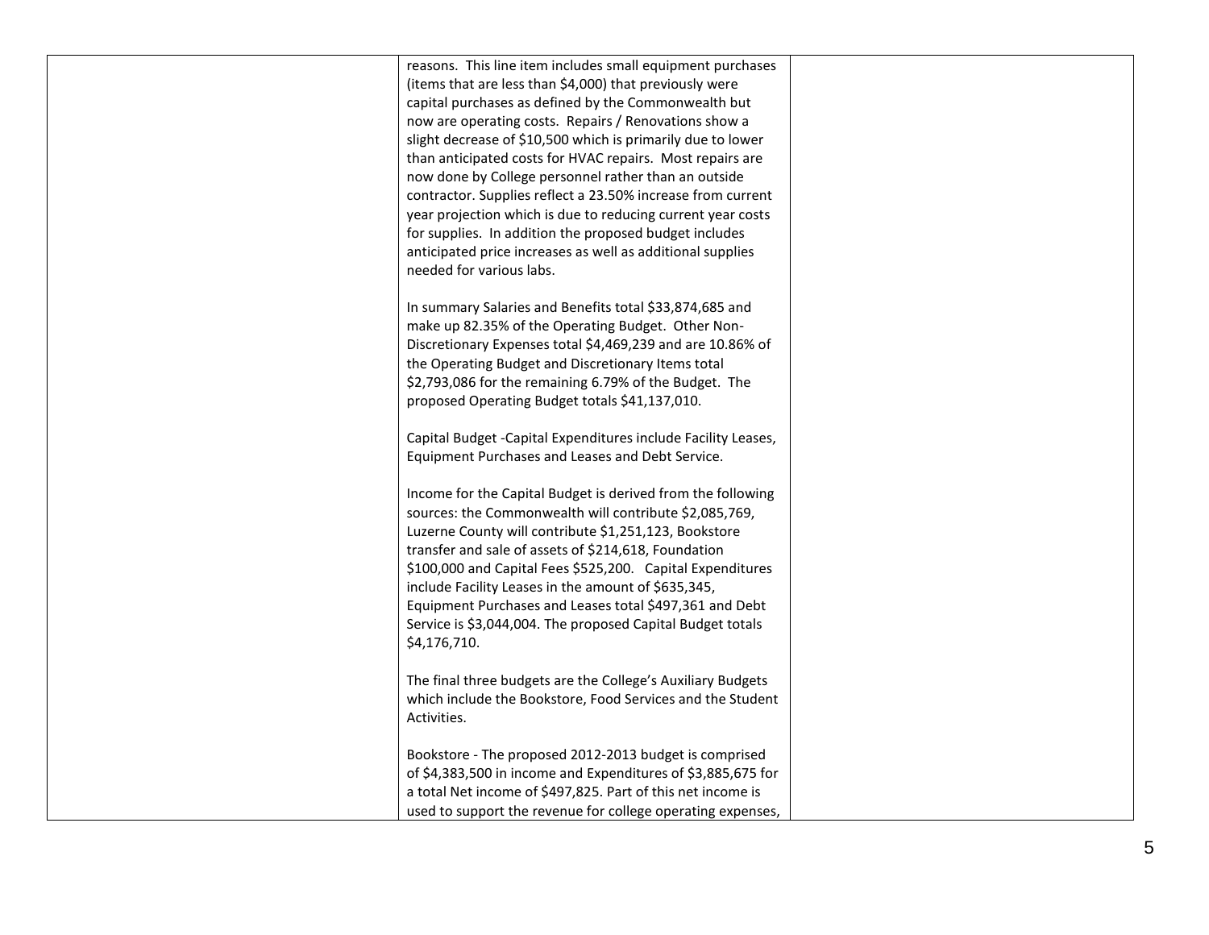| | | |
|---|---|---|
| | reasons. This line item includes small equipment purchases (items that are less than $4,000) that previously were capital purchases as defined by the Commonwealth but now are operating costs. Repairs / Renovations show a slight decrease of $10,500 which is primarily due to lower than anticipated costs for HVAC repairs. Most repairs are now done by College personnel rather than an outside contractor. Supplies reflect a 23.50% increase from current year projection which is due to reducing current year costs for supplies. In addition the proposed budget includes anticipated price increases as well as additional supplies needed for various labs.<br><br>In summary Salaries and Benefits total $33,874,685 and make up 82.35% of the Operating Budget. Other Non-Discretionary Expenses total $4,469,239 and are 10.86% of the Operating Budget and Discretionary Items total $2,793,086 for the remaining 6.79% of the Budget. The proposed Operating Budget totals $41,137,010.<br><br>Capital Budget -Capital Expenditures include Facility Leases, Equipment Purchases and Leases and Debt Service.<br><br>Income for the Capital Budget is derived from the following sources: the Commonwealth will contribute $2,085,769, Luzerne County will contribute $1,251,123, Bookstore transfer and sale of assets of $214,618, Foundation $100,000 and Capital Fees $525,200. Capital Expenditures include Facility Leases in the amount of $635,345, Equipment Purchases and Leases total $497,361 and Debt Service is $3,044,004. The proposed Capital Budget totals $4,176,710.<br><br>The final three budgets are the College's Auxiliary Budgets which include the Bookstore, Food Services and the Student Activities.<br><br>Bookstore - The proposed 2012-2013 budget is comprised of $4,383,500 in income and Expenditures of $3,885,675 for a total Net income of $497,825. Part of this net income is used to support the revenue for college operating expenses, | |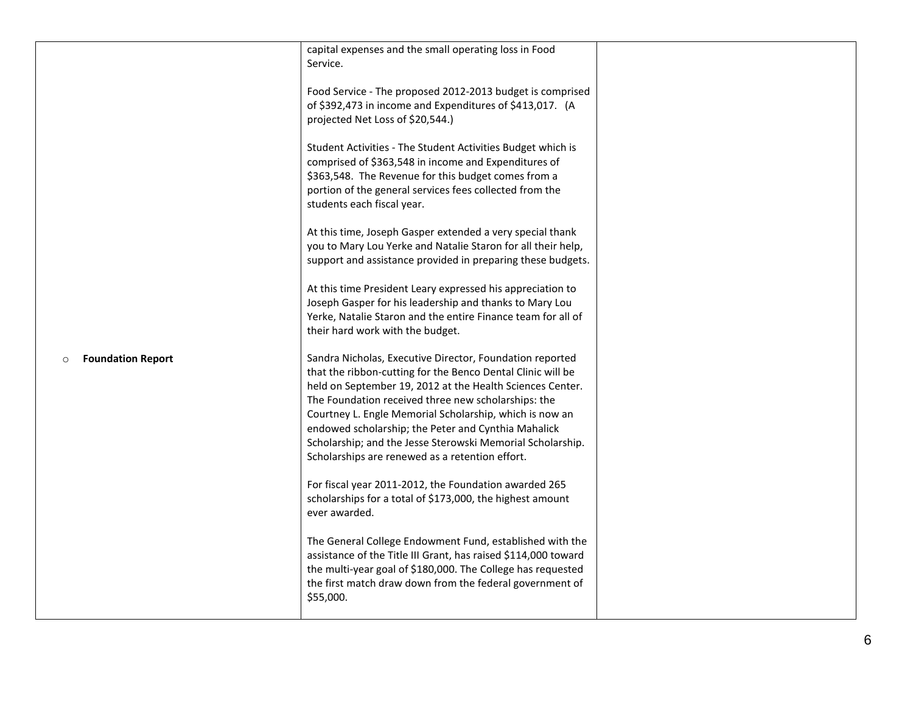| | | |
|---|---|---|
| | capital expenses and the small operating loss in Food Service.<br><br>Food Service - The proposed 2012-2013 budget is comprised of $392,473 in income and Expenditures of $413,017. (A projected Net Loss of $20,544.)<br><br>Student Activities - The Student Activities Budget which is comprised of $363,548 in income and Expenditures of $363,548. The Revenue for this budget comes from a portion of the general services fees collected from the students each fiscal year.<br><br>At this time, Joseph Gasper extended a very special thank you to Mary Lou Yerke and Natalie Staron for all their help, support and assistance provided in preparing these budgets.<br><br>At this time President Leary expressed his appreciation to Joseph Gasper for his leadership and thanks to Mary Lou Yerke, Natalie Staron and the entire Finance team for all of their hard work with the budget. | |
| ○ **Foundation Report** | Sandra Nicholas, Executive Director, Foundation reported that the ribbon-cutting for the Benco Dental Clinic will be held on September 19, 2012 at the Health Sciences Center. The Foundation received three new scholarships: the Courtney L. Engle Memorial Scholarship, which is now an endowed scholarship; the Peter and Cynthia Mahalick Scholarship; and the Jesse Sterowski Memorial Scholarship. Scholarships are renewed as a retention effort.<br><br>For fiscal year 2011-2012, the Foundation awarded 265 scholarships for a total of $173,000, the highest amount ever awarded.<br><br>The General College Endowment Fund, established with the assistance of the Title III Grant, has raised $114,000 toward the multi-year goal of $180,000. The College has requested the first match draw down from the federal government of $55,000. | |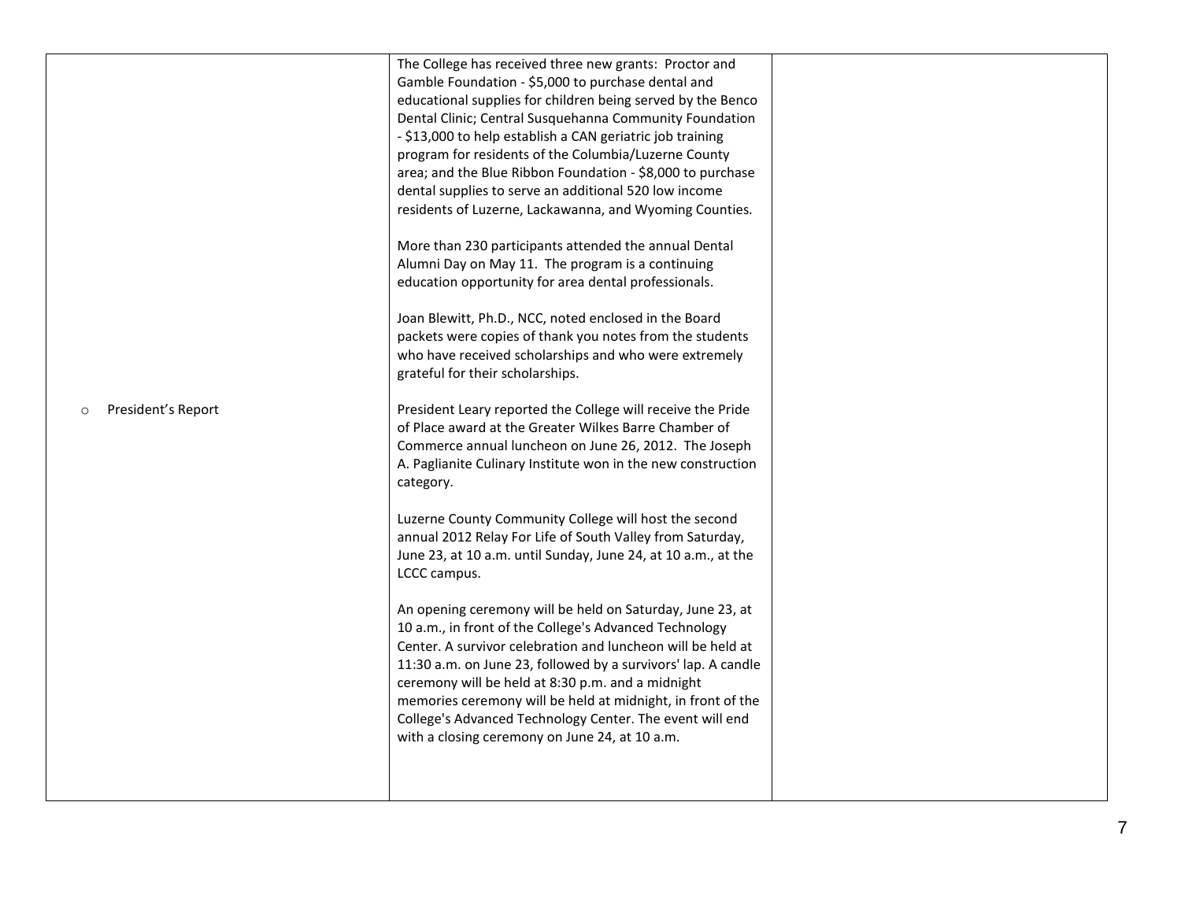| | | |
|---|---|---|
| | The College has received three new grants: Proctor and Gamble Foundation - \$5,000 to purchase dental and educational supplies for children being served by the Benco Dental Clinic; Central Susquehanna Community Foundation - \$13,000 to help establish a CAN geriatric job training program for residents of the Columbia/Luzerne County area; and the Blue Ribbon Foundation - \$8,000 to purchase dental supplies to serve an additional 520 low income residents of Luzerne, Lackawanna, and Wyoming Counties.<br><br>More than 230 participants attended the annual Dental Alumni Day on May 11. The program is a continuing education opportunity for area dental professionals.<br><br>Joan Blewitt, Ph.D., NCC, noted enclosed in the Board packets were copies of thank you notes from the students who have received scholarships and who were extremely grateful for their scholarships. | |
| ○ President's Report | President Leary reported the College will receive the Pride of Place award at the Greater Wilkes Barre Chamber of Commerce annual luncheon on June 26, 2012. The Joseph A. Paglianite Culinary Institute won in the new construction category.<br><br>Luzerne County Community College will host the second annual 2012 Relay For Life of South Valley from Saturday, June 23, at 10 a.m. until Sunday, June 24, at 10 a.m., at the LCCC campus.<br><br>An opening ceremony will be held on Saturday, June 23, at 10 a.m., in front of the College's Advanced Technology Center. A survivor celebration and luncheon will be held at 11:30 a.m. on June 23, followed by a survivors' lap. A candle ceremony will be held at 8:30 p.m. and a midnight memories ceremony will be held at midnight, in front of the College's Advanced Technology Center. The event will end with a closing ceremony on June 24, at 10 a.m. | |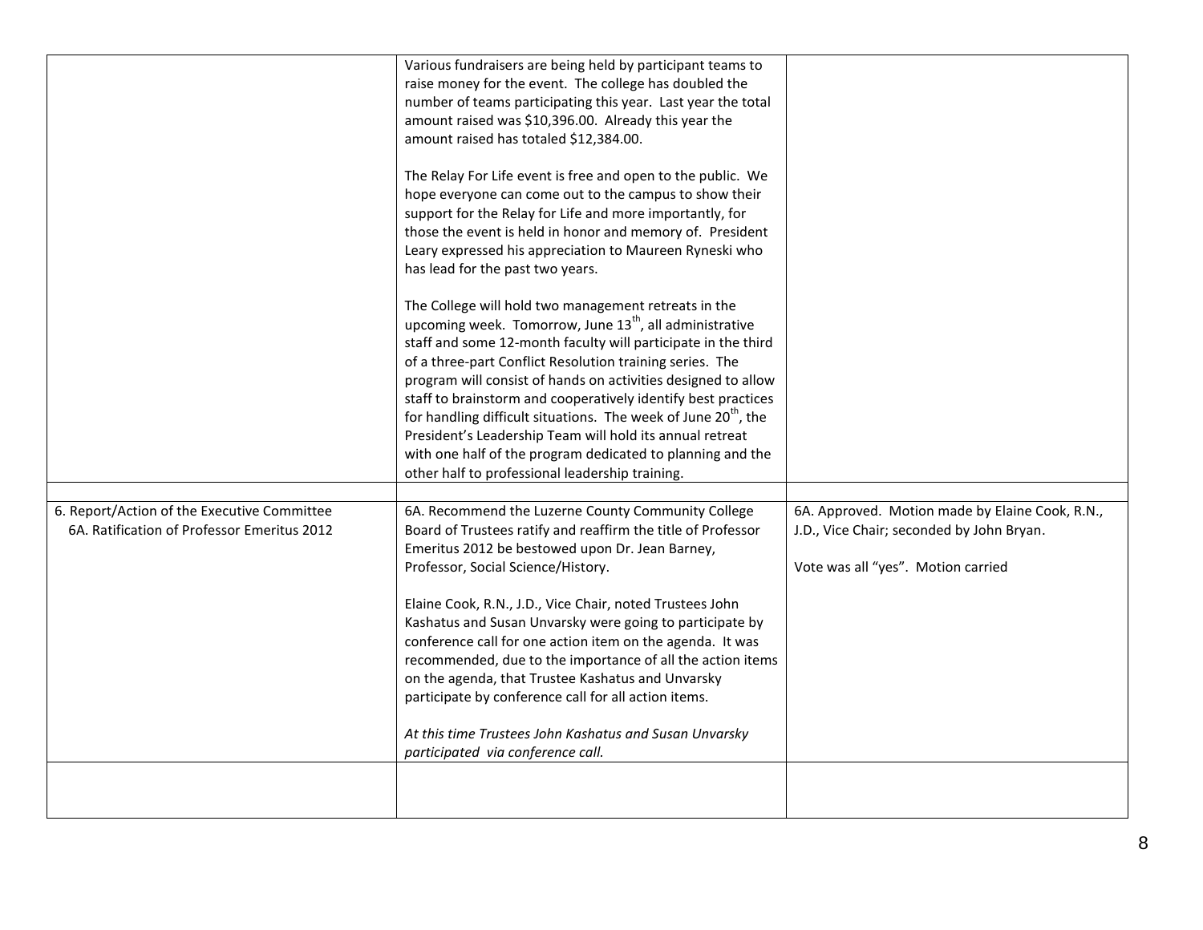| | | |
|---|---|---|
| | Various fundraisers are being held by participant teams to raise money for the event. The college has doubled the number of teams participating this year. Last year the total amount raised was $10,396.00. Already this year the amount raised has totaled $12,384.00.<br><br>The Relay For Life event is free and open to the public. We hope everyone can come out to the campus to show their support for the Relay for Life and more importantly, for those the event is held in honor and memory of. President Leary expressed his appreciation to Maureen Ryneski who has lead for the past two years.<br><br>The College will hold two management retreats in the upcoming week. Tomorrow, June 13th, all administrative staff and some 12-month faculty will participate in the third of a three-part Conflict Resolution training series. The program will consist of hands on activities designed to allow staff to brainstorm and cooperatively identify best practices for handling difficult situations. The week of June 20th, the President's Leadership Team will hold its annual retreat with one half of the program dedicated to planning and the other half to professional leadership training. | |
| | | |
| 6. Report/Action of the Executive Committee<br>6A. Ratification of Professor Emeritus 2012 | 6A. Recommend the Luzerne County Community College Board of Trustees ratify and reaffirm the title of Professor Emeritus 2012 be bestowed upon Dr. Jean Barney, Professor, Social Science/History.<br><br>Elaine Cook, R.N., J.D., Vice Chair, noted Trustees John Kashatus and Susan Unvarsky were going to participate by conference call for one action item on the agenda. It was recommended, due to the importance of all the action items on the agenda, that Trustee Kashatus and Unvarsky participate by conference call for all action items.<br><br>*At this time Trustees John Kashatus and Susan Unvarsky participated via conference call.* | 6A. Approved. Motion made by Elaine Cook, R.N., J.D., Vice Chair; seconded by John Bryan.<br><br>Vote was all "yes". Motion carried |
| | | |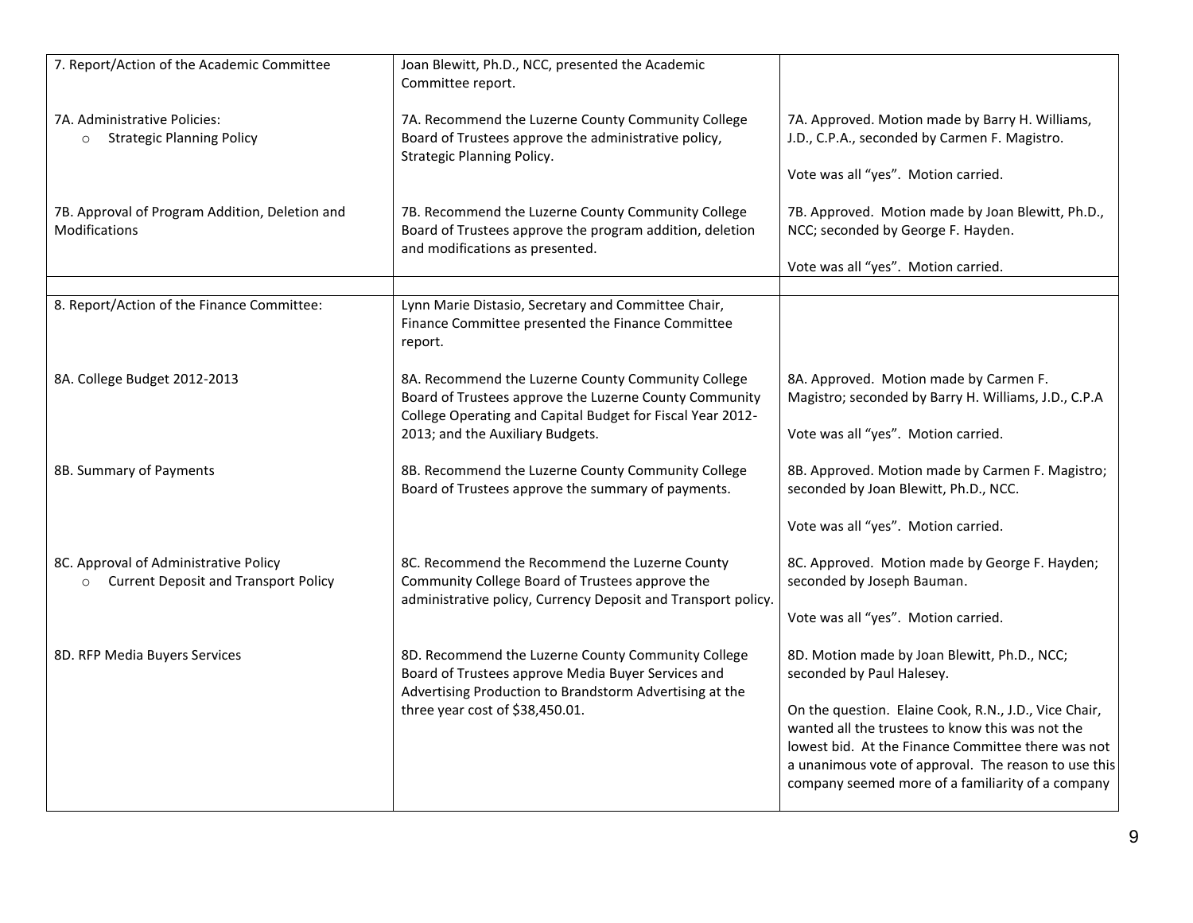| | | |
|---|---|---|
| 7. Report/Action of the Academic Committee | Joan Blewitt, Ph.D., NCC, presented the Academic Committee report. | |
| 7A. Administrative Policies:<br>○ Strategic Planning Policy | 7A. Recommend the Luzerne County Community College Board of Trustees approve the administrative policy, Strategic Planning Policy. | 7A. Approved. Motion made by Barry H. Williams, J.D., C.P.A., seconded by Carmen F. Magistro.<br><br>Vote was all "yes". Motion carried. |
| 7B. Approval of Program Addition, Deletion and Modifications | 7B. Recommend the Luzerne County Community College Board of Trustees approve the program addition, deletion and modifications as presented. | 7B. Approved. Motion made by Joan Blewitt, Ph.D., NCC; seconded by George F. Hayden.<br><br>Vote was all "yes". Motion carried. |
| | | |
| 8. Report/Action of the Finance Committee: | Lynn Marie Distasio, Secretary and Committee Chair, Finance Committee presented the Finance Committee report. | |
| 8A. College Budget 2012-2013 | 8A. Recommend the Luzerne County Community College Board of Trustees approve the Luzerne County Community College Operating and Capital Budget for Fiscal Year 2012-2013; and the Auxiliary Budgets. | 8A. Approved. Motion made by Carmen F. Magistro; seconded by Barry H. Williams, J.D., C.P.A<br><br>Vote was all "yes". Motion carried. |
| 8B. Summary of Payments | 8B. Recommend the Luzerne County Community College Board of Trustees approve the summary of payments. | 8B. Approved. Motion made by Carmen F. Magistro; seconded by Joan Blewitt, Ph.D., NCC.<br><br>Vote was all "yes". Motion carried. |
| 8C. Approval of Administrative Policy<br>○ Current Deposit and Transport Policy | 8C. Recommend the Recommend the Luzerne County Community College Board of Trustees approve the administrative policy, Currency Deposit and Transport policy. | 8C. Approved. Motion made by George F. Hayden; seconded by Joseph Bauman.<br><br>Vote was all "yes". Motion carried. |
| 8D. RFP Media Buyers Services | 8D. Recommend the Luzerne County Community College Board of Trustees approve Media Buyer Services and Advertising Production to Brandstorm Advertising at the three year cost of $38,450.01. | 8D. Motion made by Joan Blewitt, Ph.D., NCC; seconded by Paul Halesey.<br><br>On the question. Elaine Cook, R.N., J.D., Vice Chair, wanted all the trustees to know this was not the lowest bid. At the Finance Committee there was not a unanimous vote of approval. The reason to use this company seemed more of a familiarity of a company |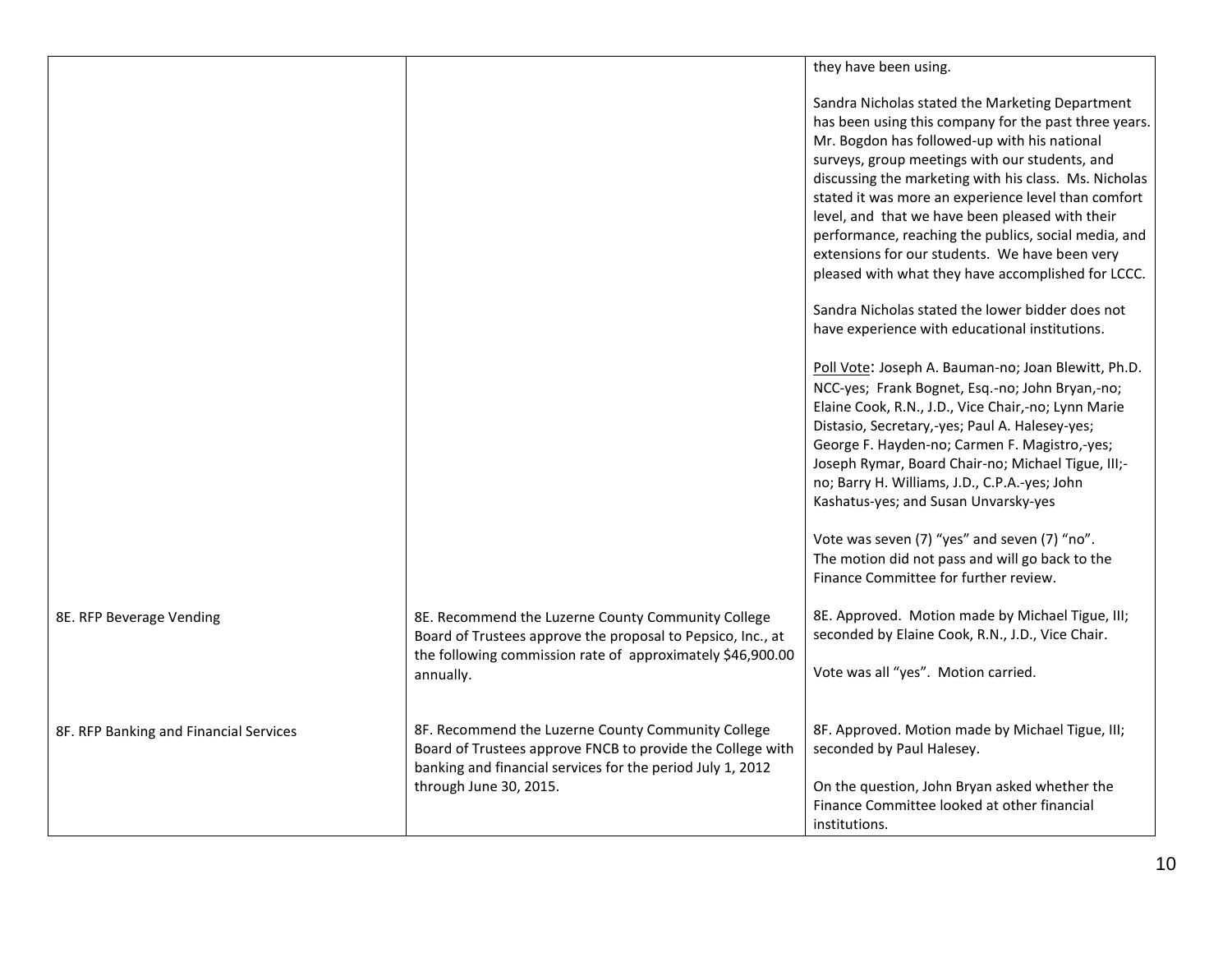| | | |
|---|---|---|
| | | they have been using.<br><br>Sandra Nicholas stated the Marketing Department has been using this company for the past three years. Mr. Bogdon has followed-up with his national surveys, group meetings with our students, and discussing the marketing with his class. Ms. Nicholas stated it was more an experience level than comfort level, and that we have been pleased with their performance, reaching the publics, social media, and extensions for our students. We have been very pleased with what they have accomplished for LCCC.<br><br>Sandra Nicholas stated the lower bidder does not have experience with educational institutions.<br><br><u>Poll Vote</u>: Joseph A. Bauman-no; Joan Blewitt, Ph.D. NCC-yes; Frank Bognet, Esq.-no; John Bryan,-no; Elaine Cook, R.N., J.D., Vice Chair,-no; Lynn Marie Distasio, Secretary,-yes; Paul A. Halesey-yes; George F. Hayden-no; Carmen F. Magistro,-yes; Joseph Rymar, Board Chair-no; Michael Tigue, III;-no; Barry H. Williams, J.D., C.P.A.-yes; John Kashatus-yes; and Susan Unvarsky-yes<br><br>Vote was seven (7) "yes" and seven (7) "no". The motion did not pass and will go back to the Finance Committee for further review. |
| 8E. RFP Beverage Vending | 8E. Recommend the Luzerne County Community College Board of Trustees approve the proposal to Pepsico, Inc., at the following commission rate of approximately $46,900.00 annually. | 8E. Approved. Motion made by Michael Tigue, III; seconded by Elaine Cook, R.N., J.D., Vice Chair.<br><br>Vote was all "yes". Motion carried. |
| 8F. RFP Banking and Financial Services | 8F. Recommend the Luzerne County Community College Board of Trustees approve FNCB to provide the College with banking and financial services for the period July 1, 2012 through June 30, 2015. | 8F. Approved. Motion made by Michael Tigue, III; seconded by Paul Halesey.<br><br>On the question, John Bryan asked whether the Finance Committee looked at other financial institutions. |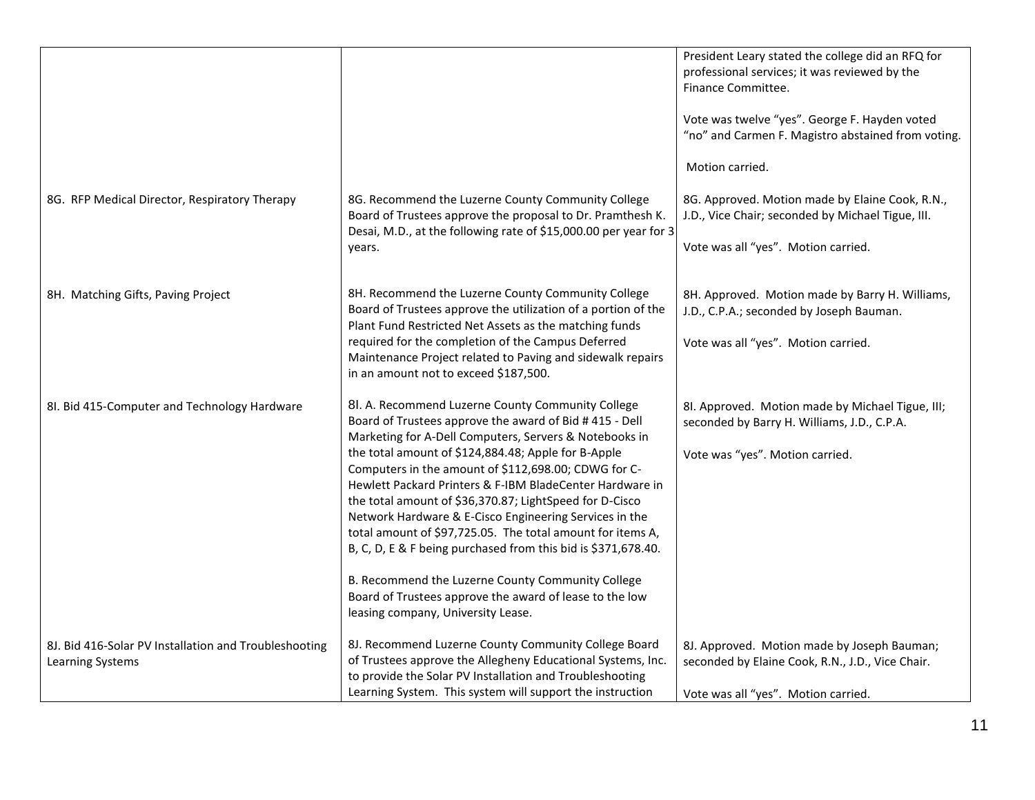| | | |
|---|---|---|
| | | President Leary stated the college did an RFQ for professional services; it was reviewed by the Finance Committee.<br><br>Vote was twelve "yes". George F. Hayden voted "no" and Carmen F. Magistro abstained from voting.<br><br>Motion carried. |
| 8G. RFP Medical Director, Respiratory Therapy | 8G. Recommend the Luzerne County Community College Board of Trustees approve the proposal to Dr. Pramthesh K. Desai, M.D., at the following rate of $15,000.00 per year for 3 years. | 8G. Approved. Motion made by Elaine Cook, R.N., J.D., Vice Chair; seconded by Michael Tigue, III.<br><br>Vote was all "yes". Motion carried. |
| 8H. Matching Gifts, Paving Project | 8H. Recommend the Luzerne County Community College Board of Trustees approve the utilization of a portion of the Plant Fund Restricted Net Assets as the matching funds required for the completion of the Campus Deferred Maintenance Project related to Paving and sidewalk repairs in an amount not to exceed $187,500. | 8H. Approved. Motion made by Barry H. Williams, J.D., C.P.A.; seconded by Joseph Bauman.<br><br>Vote was all "yes". Motion carried. |
| 8I. Bid 415-Computer and Technology Hardware | 8I. A. Recommend Luzerne County Community College Board of Trustees approve the award of Bid # 415 - Dell Marketing for A-Dell Computers, Servers & Notebooks in the total amount of $124,884.48; Apple for B-Apple Computers in the amount of $112,698.00; CDWG for C-Hewlett Packard Printers & F-IBM BladeCenter Hardware in the total amount of $36,370.87; LightSpeed for D-Cisco Network Hardware & E-Cisco Engineering Services in the total amount of $97,725.05. The total amount for items A, B, C, D, E & F being purchased from this bid is $371,678.40.<br><br>B. Recommend the Luzerne County Community College Board of Trustees approve the award of lease to the low leasing company, University Lease. | 8I. Approved. Motion made by Michael Tigue, III; seconded by Barry H. Williams, J.D., C.P.A.<br><br>Vote was "yes". Motion carried. |
| 8J. Bid 416-Solar PV Installation and Troubleshooting Learning Systems | 8J. Recommend Luzerne County Community College Board of Trustees approve the Allegheny Educational Systems, Inc. to provide the Solar PV Installation and Troubleshooting Learning System. This system will support the instruction | 8J. Approved. Motion made by Joseph Bauman; seconded by Elaine Cook, R.N., J.D., Vice Chair.<br><br>Vote was all "yes". Motion carried. |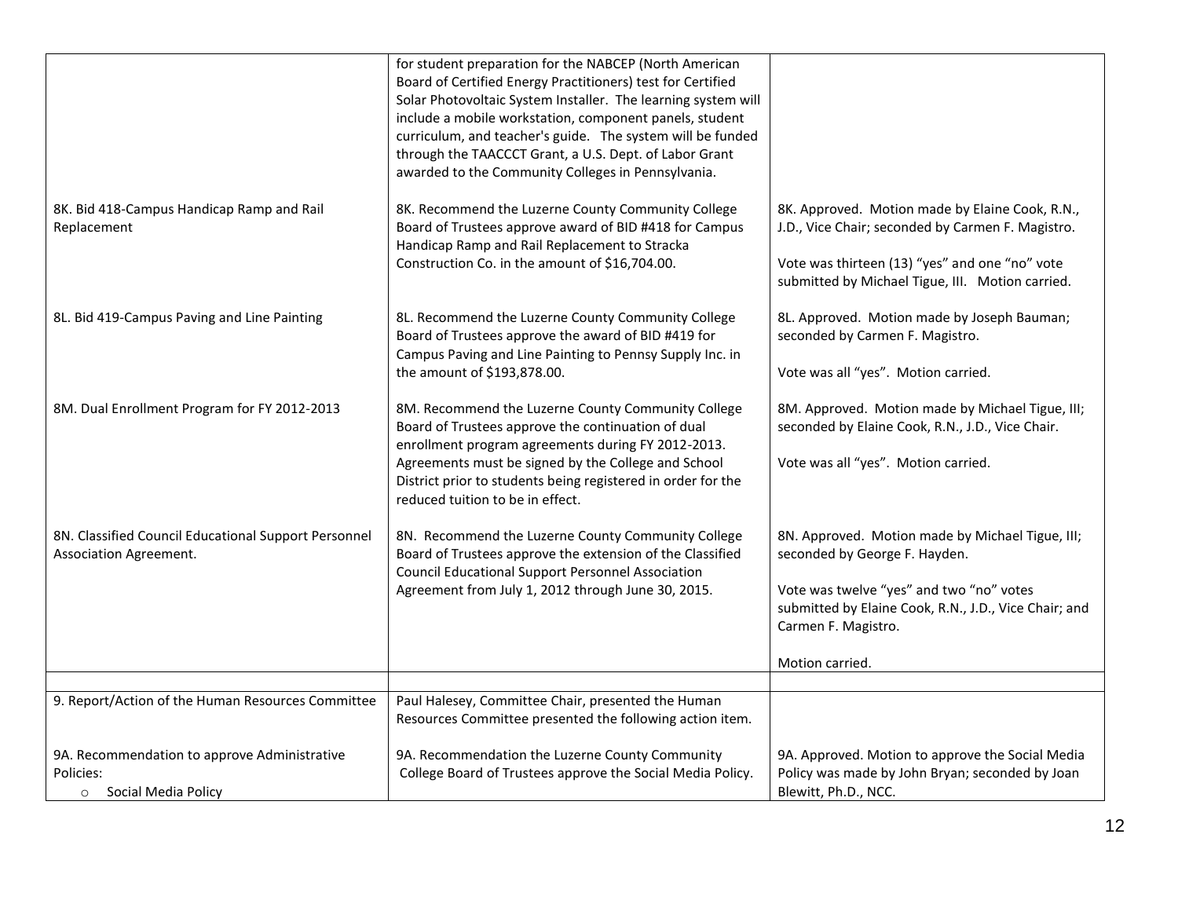| | | |
|---|---|---|
| | for student preparation for the NABCEP (North American Board of Certified Energy Practitioners) test for Certified Solar Photovoltaic System Installer. The learning system will include a mobile workstation, component panels, student curriculum, and teacher's guide. The system will be funded through the TAACCCT Grant, a U.S. Dept. of Labor Grant awarded to the Community Colleges in Pennsylvania. | |
| 8K. Bid 418-Campus Handicap Ramp and Rail Replacement | 8K. Recommend the Luzerne County Community College Board of Trustees approve award of BID #418 for Campus Handicap Ramp and Rail Replacement to Stracka Construction Co. in the amount of $16,704.00. | 8K. Approved. Motion made by Elaine Cook, R.N., J.D., Vice Chair; seconded by Carmen F. Magistro.<br><br>Vote was thirteen (13) "yes" and one "no" vote submitted by Michael Tigue, III. Motion carried. |
| 8L. Bid 419-Campus Paving and Line Painting | 8L. Recommend the Luzerne County Community College Board of Trustees approve the award of BID #419 for Campus Paving and Line Painting to Pennsy Supply Inc. in the amount of $193,878.00. | 8L. Approved. Motion made by Joseph Bauman; seconded by Carmen F. Magistro.<br><br>Vote was all "yes". Motion carried. |
| 8M. Dual Enrollment Program for FY 2012-2013 | 8M. Recommend the Luzerne County Community College Board of Trustees approve the continuation of dual enrollment program agreements during FY 2012-2013. Agreements must be signed by the College and School District prior to students being registered in order for the reduced tuition to be in effect. | 8M. Approved. Motion made by Michael Tigue, III; seconded by Elaine Cook, R.N., J.D., Vice Chair.<br><br>Vote was all "yes". Motion carried. |
| 8N. Classified Council Educational Support Personnel Association Agreement. | 8N. Recommend the Luzerne County Community College Board of Trustees approve the extension of the Classified Council Educational Support Personnel Association Agreement from July 1, 2012 through June 30, 2015. | 8N. Approved. Motion made by Michael Tigue, III; seconded by George F. Hayden.<br><br>Vote was twelve "yes" and two "no" votes submitted by Elaine Cook, R.N., J.D., Vice Chair; and Carmen F. Magistro.<br><br>Motion carried. |
| | | |
| 9. Report/Action of the Human Resources Committee | Paul Halesey, Committee Chair, presented the Human Resources Committee presented the following action item. | |
| 9A. Recommendation to approve Administrative Policies:<br>o Social Media Policy | 9A. Recommendation the Luzerne County Community College Board of Trustees approve the Social Media Policy. | 9A. Approved. Motion to approve the Social Media Policy was made by John Bryan; seconded by Joan Blewitt, Ph.D., NCC. |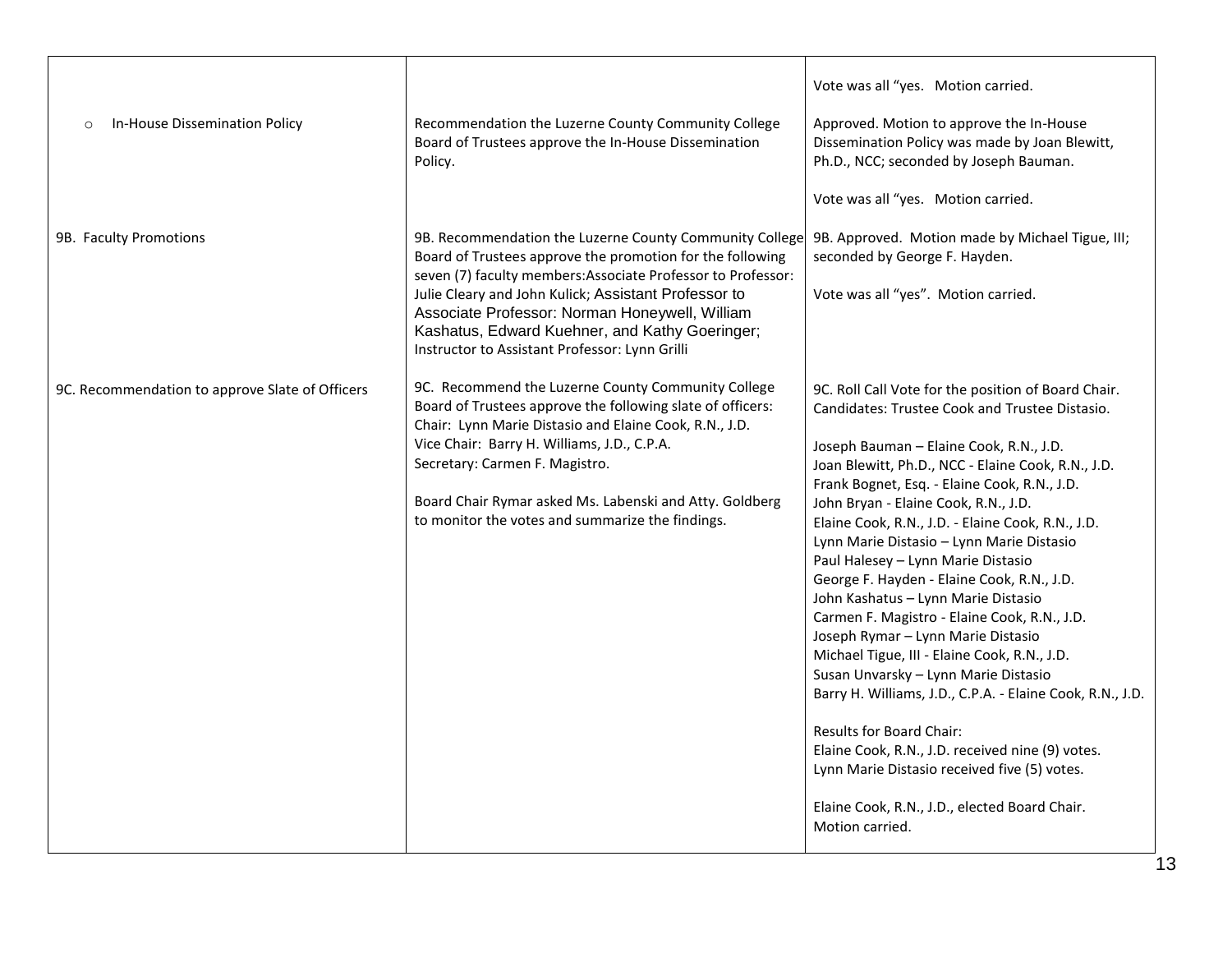| | | |
|---|---|---|
| | | Vote was all "yes. Motion carried. |
| ○ In-House Dissemination Policy | Recommendation the Luzerne County Community College Board of Trustees approve the In-House Dissemination Policy. | Approved. Motion to approve the In-House Dissemination Policy was made by Joan Blewitt, Ph.D., NCC; seconded by Joseph Bauman.<br><br>Vote was all "yes. Motion carried. |
| 9B. Faculty Promotions | 9B. Recommendation the Luzerne County Community College Board of Trustees approve the promotion for the following seven (7) faculty members:Associate Professor to Professor: Julie Cleary and John Kulick; Assistant Professor to Associate Professor: Norman Honeywell, William Kashatus, Edward Kuehner, and Kathy Goeringer; Instructor to Assistant Professor: Lynn Grilli | 9B. Approved. Motion made by Michael Tigue, III; seconded by George F. Hayden.<br><br>Vote was all "yes". Motion carried. |
| 9C. Recommendation to approve Slate of Officers | 9C. Recommend the Luzerne County Community College Board of Trustees approve the following slate of officers:<br>Chair: Lynn Marie Distasio and Elaine Cook, R.N., J.D.<br>Vice Chair: Barry H. Williams, J.D., C.P.A.<br>Secretary: Carmen F. Magistro.<br><br>Board Chair Rymar asked Ms. Labenski and Atty. Goldberg to monitor the votes and summarize the findings. | 9C. Roll Call Vote for the position of Board Chair. Candidates: Trustee Cook and Trustee Distasio.<br><br>Joseph Bauman – Elaine Cook, R.N., J.D.<br>Joan Blewitt, Ph.D., NCC - Elaine Cook, R.N., J.D.<br>Frank Bognet, Esq. - Elaine Cook, R.N., J.D.<br>John Bryan - Elaine Cook, R.N., J.D.<br>Elaine Cook, R.N., J.D. - Elaine Cook, R.N., J.D.<br>Lynn Marie Distasio – Lynn Marie Distasio<br>Paul Halesey – Lynn Marie Distasio<br>George F. Hayden - Elaine Cook, R.N., J.D.<br>John Kashatus – Lynn Marie Distasio<br>Carmen F. Magistro - Elaine Cook, R.N., J.D.<br>Joseph Rymar – Lynn Marie Distasio<br>Michael Tigue, III - Elaine Cook, R.N., J.D.<br>Susan Unvarsky – Lynn Marie Distasio<br>Barry H. Williams, J.D., C.P.A. - Elaine Cook, R.N., J.D.<br><br>Results for Board Chair:<br>Elaine Cook, R.N., J.D. received nine (9) votes.<br>Lynn Marie Distasio received five (5) votes.<br><br>Elaine Cook, R.N., J.D., elected Board Chair.<br>Motion carried. |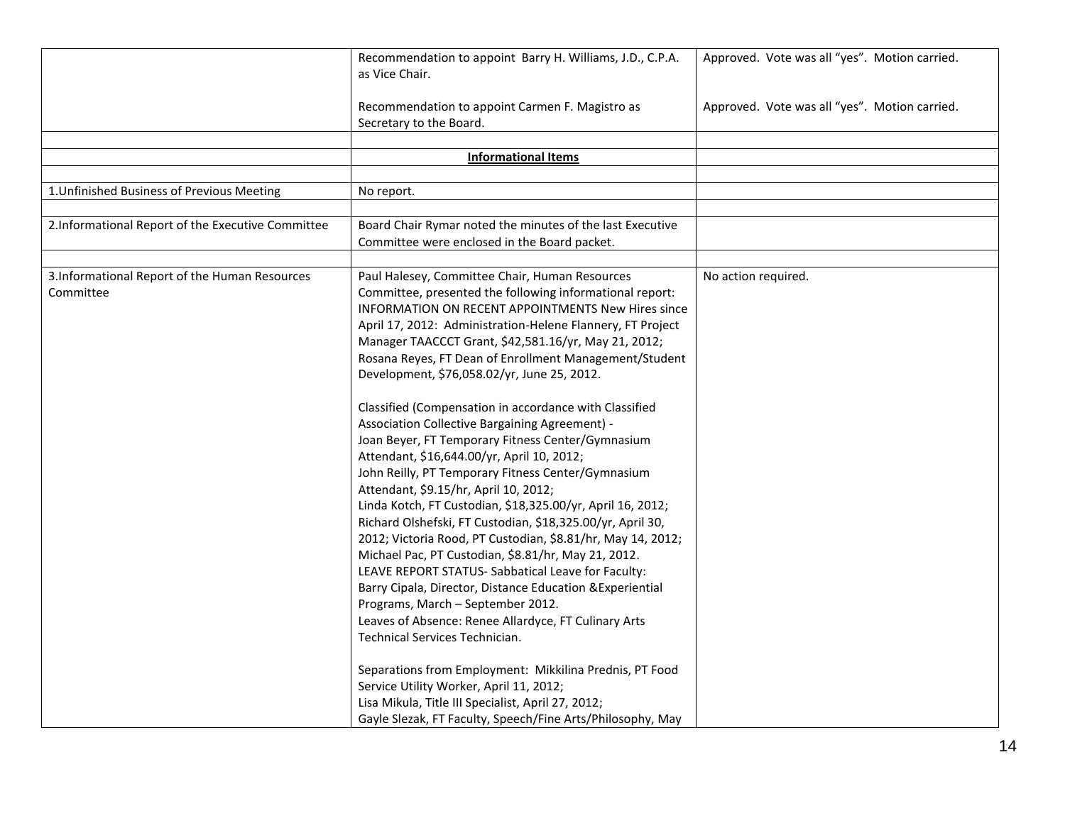| | | |
|---|---|---|
| | Recommendation to appoint Barry H. Williams, J.D., C.P.A. as Vice Chair.<br><br>Recommendation to appoint Carmen F. Magistro as Secretary to the Board. | Approved. Vote was all "yes". Motion carried.<br><br>Approved. Vote was all "yes". Motion carried. |
| | | |
| | **Informational Items** | |
| | | |
| 1.Unfinished Business of Previous Meeting | No report. | |
| | | |
| 2.Informational Report of the Executive Committee | Board Chair Rymar noted the minutes of the last Executive Committee were enclosed in the Board packet. | |
| | | |
| 3.Informational Report of the Human Resources Committee | Paul Halesey, Committee Chair, Human Resources Committee, presented the following informational report: INFORMATION ON RECENT APPOINTMENTS New Hires since April 17, 2012: Administration-Helene Flannery, FT Project Manager TAACCCT Grant, $42,581.16/yr, May 21, 2012; Rosana Reyes, FT Dean of Enrollment Management/Student Development, $76,058.02/yr, June 25, 2012.<br><br>Classified (Compensation in accordance with Classified Association Collective Bargaining Agreement) -<br>Joan Beyer, FT Temporary Fitness Center/Gymnasium Attendant, $16,644.00/yr, April 10, 2012;<br>John Reilly, PT Temporary Fitness Center/Gymnasium Attendant, $9.15/hr, April 10, 2012;<br>Linda Kotch, FT Custodian, $18,325.00/yr, April 16, 2012;<br>Richard Olshefski, FT Custodian, $18,325.00/yr, April 30, 2012; Victoria Rood, PT Custodian, $8.81/hr, May 14, 2012;<br>Michael Pac, PT Custodian, $8.81/hr, May 21, 2012.<br>LEAVE REPORT STATUS- Sabbatical Leave for Faculty:<br>Barry Cipala, Director, Distance Education &Experiential Programs, March – September 2012.<br>Leaves of Absence: Renee Allardyce, FT Culinary Arts Technical Services Technician.<br><br>Separations from Employment: Mikkilina Prednis, PT Food Service Utility Worker, April 11, 2012;<br>Lisa Mikula, Title III Specialist, April 27, 2012;<br>Gayle Slezak, FT Faculty, Speech/Fine Arts/Philosophy, May | No action required. |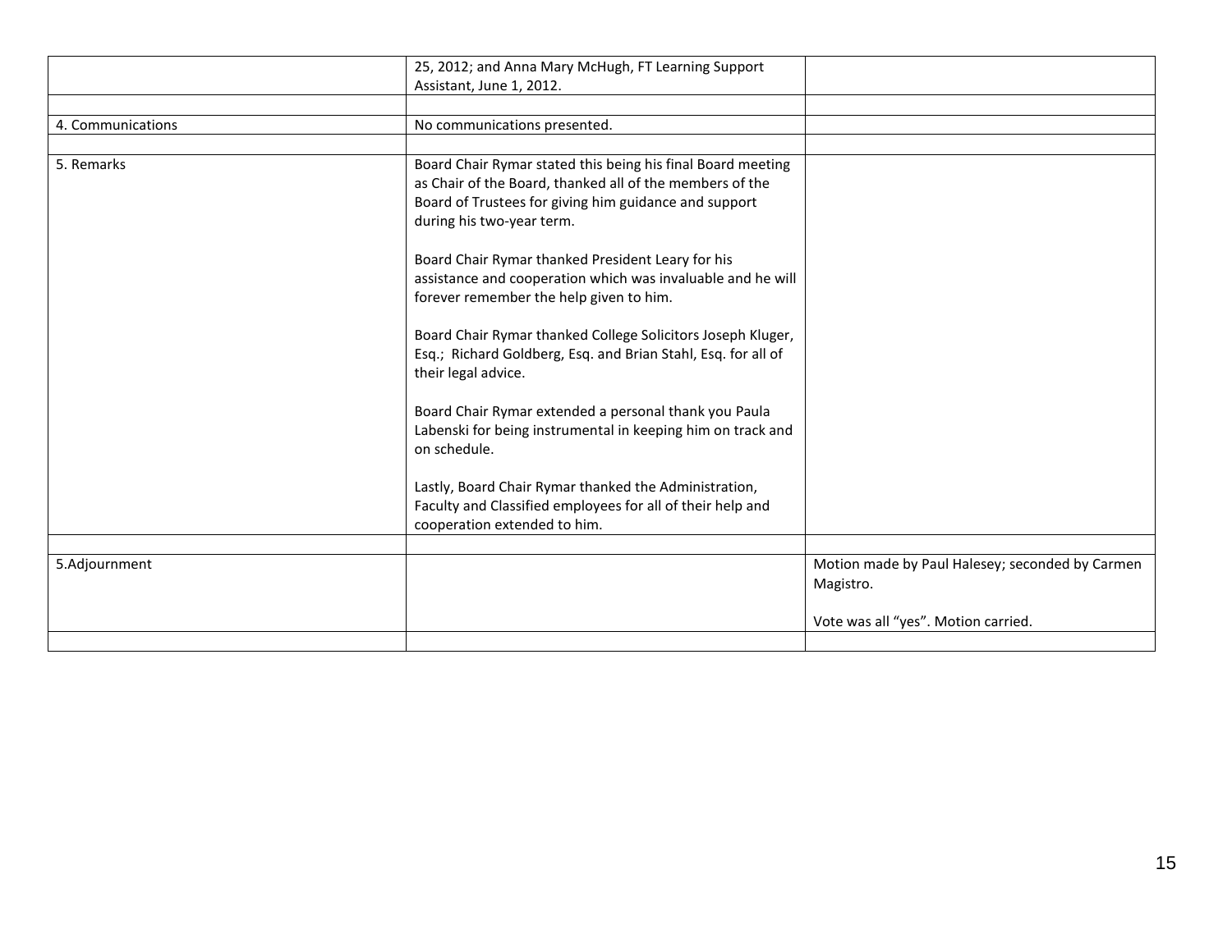| | | |
|---|---|---|
| | 25, 2012; and Anna Mary McHugh, FT Learning Support Assistant, June 1, 2012. | |
| | | |
| 4. Communications | No communications presented. | |
| | | |
| 5. Remarks | Board Chair Rymar stated this being his final Board meeting as Chair of the Board, thanked all of the members of the Board of Trustees for giving him guidance and support during his two-year term.<br><br>Board Chair Rymar thanked President Leary for his assistance and cooperation which was invaluable and he will forever remember the help given to him.<br><br>Board Chair Rymar thanked College Solicitors Joseph Kluger, Esq.; Richard Goldberg, Esq. and Brian Stahl, Esq. for all of their legal advice.<br><br>Board Chair Rymar extended a personal thank you Paula Labenski for being instrumental in keeping him on track and on schedule.<br><br>Lastly, Board Chair Rymar thanked the Administration, Faculty and Classified employees for all of their help and cooperation extended to him. | |
| | | |
| 5.Adjournment | | Motion made by Paul Halesey; seconded by Carmen Magistro.<br><br>Vote was all "yes". Motion carried. |
| | | |